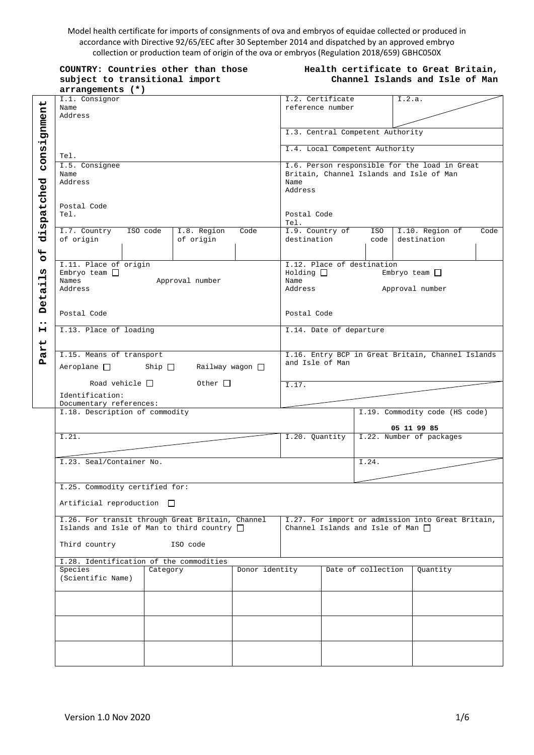Model health certificate for imports of consignments of ova and embryos of equidae collected or produced in accordance with Directive 92/65/EEC after 30 September 2014 and dispatched by an approved embryo collection or production team of origin of the ova or embryos (Regulation 2018/659) GBHC050X

**COUNTRY: Countries other than those subject to transitional import arrangements (*)**

**Health certificate to Great Britain, Channel Islands and Isle of Man**

**Part I: Details of dispatched consignment**

| I.1. Consignor<br>Name<br>Address<br><br>Tel. | I.2. Certificate reference number | I.2.a. |
|---|---|---|
| | I.3. Central Competent Authority | |
| | I.4. Local Competent Authority | |
| I.5. Consignee<br>Name<br>Address<br><br>Postal Code<br>Tel. | I.6. Person responsible for the load in Great Britain, Channel Islands and Isle of Man<br>Name<br>Address<br><br>Postal Code<br>Tel. | |

| I.7. Country of origin | ISO code | I.8. Region of origin | Code | I.9. Country of destination | ISO code | I.10. Region of destination | Code |
|---|---|---|---|---|---|---|---|
| | | | | | | | |

| I.11. Place of origin<br>Embryo team ☐<br>Names Approval number<br>Address<br><br>Postal Code | I.12. Place of destination<br>Holding ☐ Embryo team ☐<br>Name<br>Address Approval number<br><br>Postal Code |
|---|---|
| I.13. Place of loading | I.14. Date of departure |
| I.15. Means of transport<br>Aeroplane ☐ Ship ☐ Railway wagon ☐<br>Road vehicle ☐ Other ☐<br>Identification:<br>Documentary references: | I.16. Entry BCP in Great Britain, Channel Islands and Isle of Man<br><br>I.17. |

| I.18. Description of commodity | | I.19. Commodity code (HS code)<br>**05 11 99 85** |
|---|---|---|
| I.21. | I.20. Quantity | I.22. Number of packages |
| I.23. Seal/Container No. | | I.24. |
| I.25. Commodity certified for:<br>Artificial reproduction ☐ | | |
| I.26. For transit through Great Britain, Channel Islands and Isle of Man to third country ☐<br>Third country ISO code | I.27. For import or admission into Great Britain, Channel Islands and Isle of Man ☐ | |

I.28. Identification of the commodities

| Species (Scientific Name) | Category | Donor identity | Date of collection | Quantity |
|---|---|---|---|---|
| | | | | |
| | | | | |
| | | | | |

Version 1.0 Nov 2020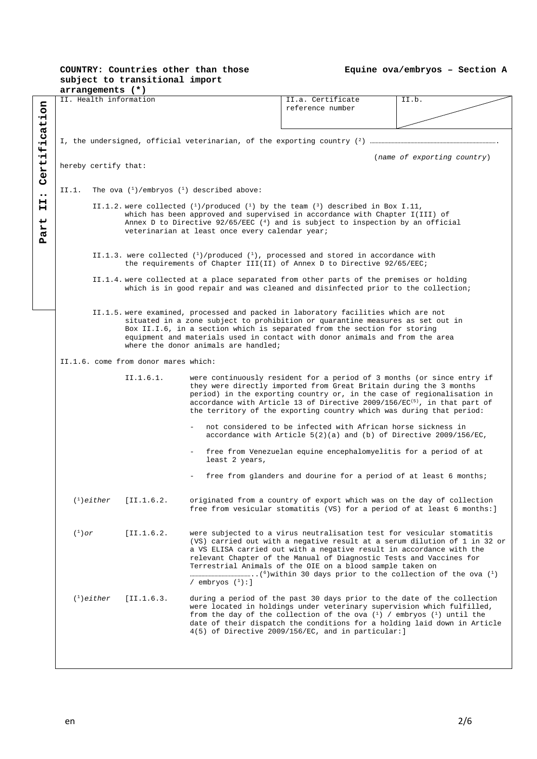**COUNTRY: Countries other than those subject to transitional import arrangements (*)**

**Equine ova/embryos – Section A**

**Part II: Certification**

| II. Health information | II.a. Certificate reference number | II.b. |
|---|---|---|

I, the undersigned, official veterinarian, of the exporting country [2] ……………………………………………………………………….

(*name of exporting country*)

hereby certify that:

II.1. The ova [1]/embryos [1] described above:

II.1.2. were collected [1]/produced [1] by the team [3] described in Box I.11, which has been approved and supervised in accordance with Chapter I(III) of Annex D to Directive 92/65/EEC [4] and is subject to inspection by an official veterinarian at least once every calendar year;

II.1.3. were collected [1]/produced [1], processed and stored in accordance with the requirements of Chapter III(II) of Annex D to Directive 92/65/EEC;

II.1.4. were collected at a place separated from other parts of the premises or holding which is in good repair and was cleaned and disinfected prior to the collection;

II.1.5. were examined, processed and packed in laboratory facilities which are not situated in a zone subject to prohibition or quarantine measures as set out in Box II.I.6, in a section which is separated from the section for storing equipment and materials used in contact with donor animals and from the area where the donor animals are handled;

II.1.6. come from donor mares which:

II.1.6.1. were continuously resident for a period of 3 months (or since entry if they were directly imported from Great Britain during the 3 months period) in the exporting country or, in the case of regionalisation in accordance with Article 13 of Directive 2009/156/EC[5], in that part of the territory of the exporting country which was during that period:

- not considered to be infected with African horse sickness in accordance with Article 5(2)(a) and (b) of Directive 2009/156/EC,
- free from Venezuelan equine encephalomyelitis for a period of at least 2 years,
- free from glanders and dourine for a period of at least 6 months;

[1]*either* [II.1.6.2. originated from a country of export which was on the day of collection free from vesicular stomatitis (VS) for a period of at least 6 months:]

[1]*or* [II.1.6.2. were subjected to a virus neutralisation test for vesicular stomatitis (VS) carried out with a negative result at a serum dilution of 1 in 32 or a VS ELISA carried out with a negative result in accordance with the relevant Chapter of the Manual of Diagnostic Tests and Vaccines for Terrestrial Animals of the OIE on a blood sample taken on ……………………………..[6]within 30 days prior to the collection of the ova [1] / embryos [1]:]

[1]*either* [II.1.6.3. during a period of the past 30 days prior to the date of the collection were located in holdings under veterinary supervision which fulfilled, from the day of the collection of the ova [1] / embryos [1] until the date of their dispatch the conditions for a holding laid down in Article 4(5) of Directive 2009/156/EC, and in particular:]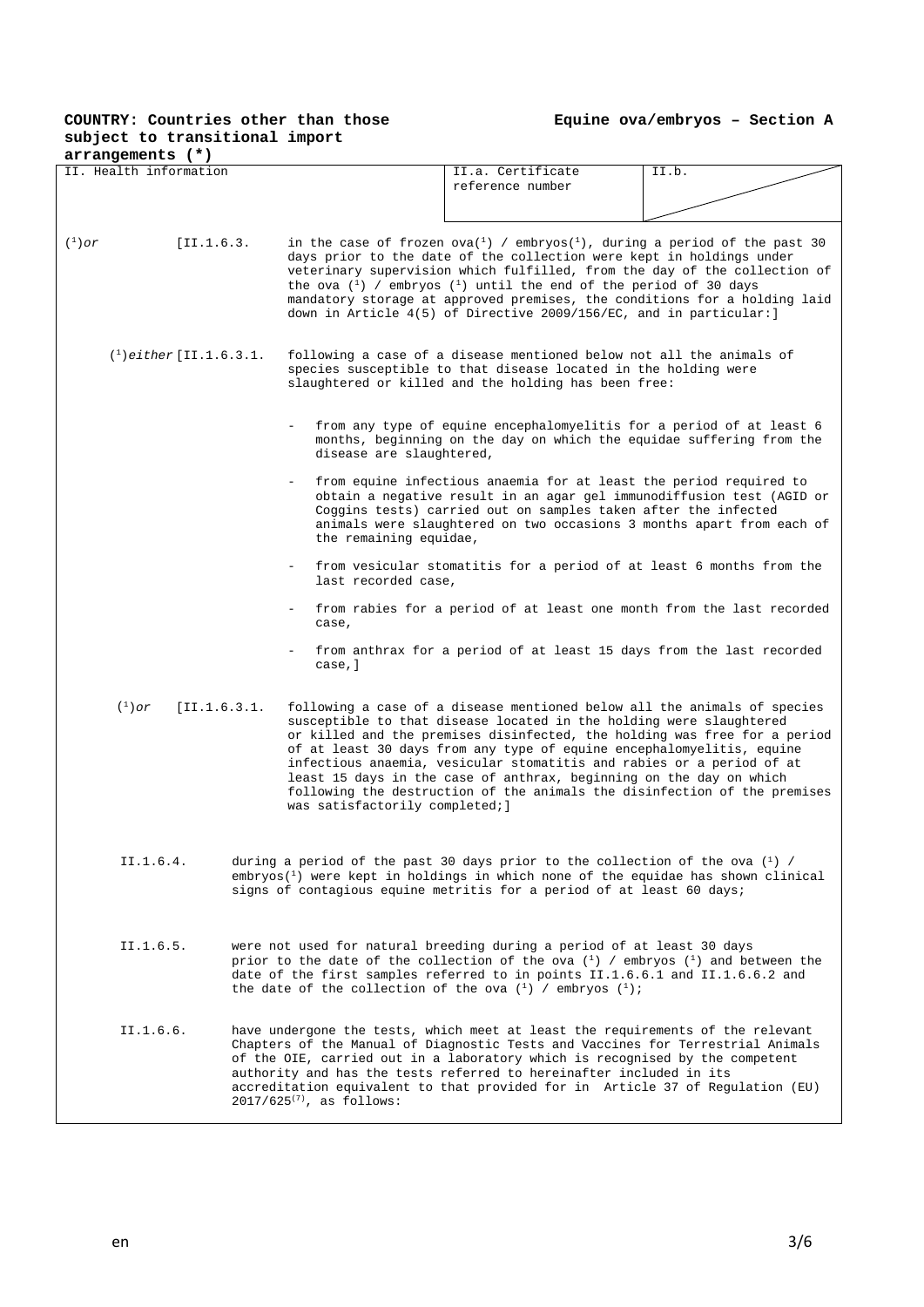**COUNTRY: Countries other than those subject to transitional import arrangements (*)**

**Equine ova/embryos – Section A**

| II. Health information | II.a. Certificate reference number | II.b. |
|---|---|---|

([1])*or* [II.1.6.3. in the case of frozen ova([1]) / embryos([1]), during a period of the past 30 days prior to the date of the collection were kept in holdings under veterinary supervision which fulfilled, from the day of the collection of the ova ([1]) / embryos ([1]) until the end of the period of 30 days mandatory storage at approved premises, the conditions for a holding laid down in Article 4(5) of Directive 2009/156/EC, and in particular:]

([1])*either* [II.1.6.3.1. following a case of a disease mentioned below not all the animals of species susceptible to that disease located in the holding were slaughtered or killed and the holding has been free:

- from any type of equine encephalomyelitis for a period of at least 6 months, beginning on the day on which the equidae suffering from the disease are slaughtered,
- from equine infectious anaemia for at least the period required to obtain a negative result in an agar gel immunodiffusion test (AGID or Coggins tests) carried out on samples taken after the infected animals were slaughtered on two occasions 3 months apart from each of the remaining equidae,
- from vesicular stomatitis for a period of at least 6 months from the last recorded case,
- from rabies for a period of at least one month from the last recorded case,
- from anthrax for a period of at least 15 days from the last recorded case,]

([1])*or* [II.1.6.3.1. following a case of a disease mentioned below all the animals of species susceptible to that disease located in the holding were slaughtered or killed and the premises disinfected, the holding was free for a period of at least 30 days from any type of equine encephalomyelitis, equine infectious anaemia, vesicular stomatitis and rabies or a period of at least 15 days in the case of anthrax, beginning on the day on which following the destruction of the animals the disinfection of the premises was satisfactorily completed;]

II.1.6.4. during a period of the past 30 days prior to the collection of the ova ([1]) / embryos([1]) were kept in holdings in which none of the equidae has shown clinical signs of contagious equine metritis for a period of at least 60 days;

II.1.6.5. were not used for natural breeding during a period of at least 30 days prior to the date of the collection of the ova ([1]) / embryos ([1]) and between the date of the first samples referred to in points II.1.6.6.1 and II.1.6.6.2 and the date of the collection of the ova ([1]) / embryos ([1]);

II.1.6.6. have undergone the tests, which meet at least the requirements of the relevant Chapters of the Manual of Diagnostic Tests and Vaccines for Terrestrial Animals of the OIE, carried out in a laboratory which is recognised by the competent authority and has the tests referred to hereinafter included in its accreditation equivalent to that provided for in Article 37 of Regulation (EU) 2017/625[7], as follows: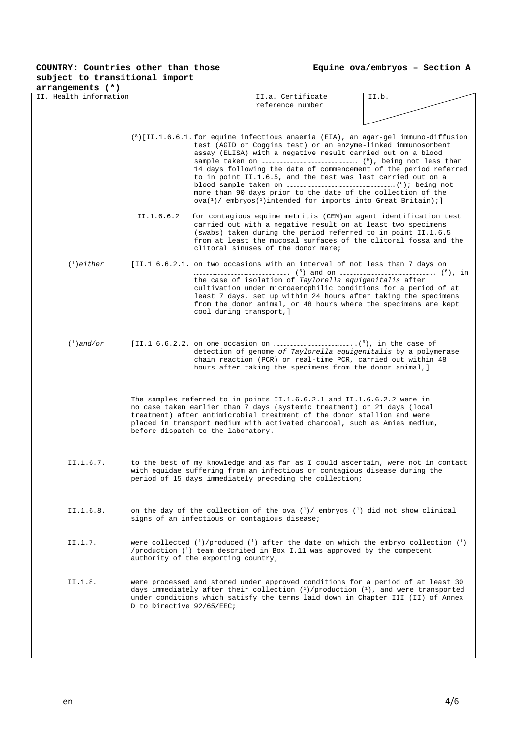**COUNTRY: Countries other than those subject to transitional import arrangements (*)**

**Equine ova/embryos – Section A**

| II. Health information | II.a. Certificate reference number | II.b. |
|---|---|---|

([8])[II.1.6.6.1. for equine infectious anaemia (EIA), an agar-gel immuno-diffusion test (AGID or Coggins test) or an enzyme-linked immunosorbent assay (ELISA) with a negative result carried out on a blood sample taken on ……………………………………………………. ([6]), being not less than 14 days following the date of commencement of the period referred to in point II.1.6.5, and the test was last carried out on a blood sample taken on ………………………………………………………….([6]); being not more than 90 days prior to the date of the collection of the ova([1])/ embryos([1])intended for imports into Great Britain);]

II.1.6.6.2 for contagious equine metritis (CEM)an agent identification test carried out with a negative result on at least two specimens (swabs) taken during the period referred to in point II.1.6.5 from at least the mucosal surfaces of the clitoral fossa and the clitoral sinuses of the donor mare;

([1])*either* [II.1.6.6.2.1. on two occasions with an interval of not less than 7 days on ……………………………………………………. ([6]) and on ……………………………………………………. ([6]), in the case of isolation of *Taylorella equigenitalis* after cultivation under microaerophilic conditions for a period of at least 7 days, set up within 24 hours after taking the specimens from the donor animal, or 48 hours where the specimens are kept cool during transport,]

([1])*and/or* [II.1.6.6.2.2. on one occasion on ……………………………………………..([6]), in the case of detection of genome *of Taylorella equigenitalis* by a polymerase chain reaction (PCR) or real-time PCR, carried out within 48 hours after taking the specimens from the donor animal,]

The samples referred to in points II.1.6.6.2.1 and II.1.6.6.2.2 were in no case taken earlier than 7 days (systemic treatment) or 21 days (local treatment) after antimicrobial treatment of the donor stallion and were placed in transport medium with activated charcoal, such as Amies medium, before dispatch to the laboratory.

II.1.6.7. to the best of my knowledge and as far as I could ascertain, were not in contact with equidae suffering from an infectious or contagious disease during the period of 15 days immediately preceding the collection;

II.1.6.8. on the day of the collection of the ova ([1])/ embryos ([1]) did not show clinical signs of an infectious or contagious disease;

II.1.7. were collected ([1])/produced ([1]) after the date on which the embryo collection ([1]) /production ([1]) team described in Box I.11 was approved by the competent authority of the exporting country;

II.1.8. were processed and stored under approved conditions for a period of at least 30 days immediately after their collection ([1])/production ([1]), and were transported under conditions which satisfy the terms laid down in Chapter III (II) of Annex D to Directive 92/65/EEC;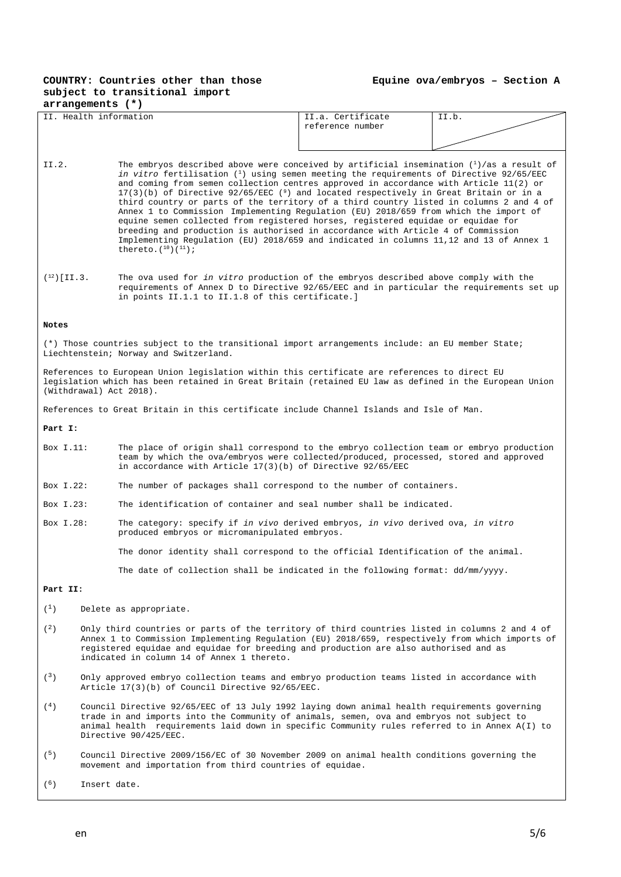**COUNTRY: Countries other than those subject to transitional import arrangements (*)**

**Equine ova/embryos – Section A**

| II. Health information | II.a. Certificate reference number | II.b. |
|---|---|---|

II.2. The embryos described above were conceived by artificial insemination [1]/as a result of *in vitro* fertilisation [1] using semen meeting the requirements of Directive 92/65/EEC and coming from semen collection centres approved in accordance with Article 11(2) or 17(3)(b) of Directive 92/65/EEC [9] and located respectively in Great Britain or in a third country or parts of the territory of a third country listed in columns 2 and 4 of Annex 1 to Commission Implementing Regulation (EU) 2018/659 from which the import of equine semen collected from registered horses, registered equidae or equidae for breeding and production is authorised in accordance with Article 4 of Commission Implementing Regulation (EU) 2018/659 and indicated in columns 11,12 and 13 of Annex 1 thereto.[10][11];

[12][II.3. The ova used for *in vitro* production of the embryos described above comply with the requirements of Annex D to Directive 92/65/EEC and in particular the requirements set up in points II.1.1 to II.1.8 of this certificate.]

**Notes**

(*) Those countries subject to the transitional import arrangements include: an EU member State; Liechtenstein; Norway and Switzerland.

References to European Union legislation within this certificate are references to direct EU legislation which has been retained in Great Britain (retained EU law as defined in the European Union (Withdrawal) Act 2018).

References to Great Britain in this certificate include Channel Islands and Isle of Man.

**Part I:**

Box I.11: The place of origin shall correspond to the embryo collection team or embryo production team by which the ova/embryos were collected/produced, processed, stored and approved in accordance with Article 17(3)(b) of Directive 92/65/EEC

Box I.22: The number of packages shall correspond to the number of containers.

Box I.23: The identification of container and seal number shall be indicated.

Box I.28: The category: specify if *in vivo* derived embryos, *in vivo* derived ova, *in vitro* produced embryos or micromanipulated embryos.

The donor identity shall correspond to the official Identification of the animal.

The date of collection shall be indicated in the following format: dd/mm/yyyy.

**Part II:**

(1) Delete as appropriate.

(2) Only third countries or parts of the territory of third countries listed in columns 2 and 4 of Annex 1 to Commission Implementing Regulation (EU) 2018/659, respectively from which imports of registered equidae and equidae for breeding and production are also authorised and as indicated in column 14 of Annex 1 thereto.

(3) Only approved embryo collection teams and embryo production teams listed in accordance with Article 17(3)(b) of Council Directive 92/65/EEC.

(4) Council Directive 92/65/EEC of 13 July 1992 laying down animal health requirements governing trade in and imports into the Community of animals, semen, ova and embryos not subject to animal health requirements laid down in specific Community rules referred to in Annex A(I) to Directive 90/425/EEC.

(5) Council Directive 2009/156/EC of 30 November 2009 on animal health conditions governing the movement and importation from third countries of equidae.

(6) Insert date.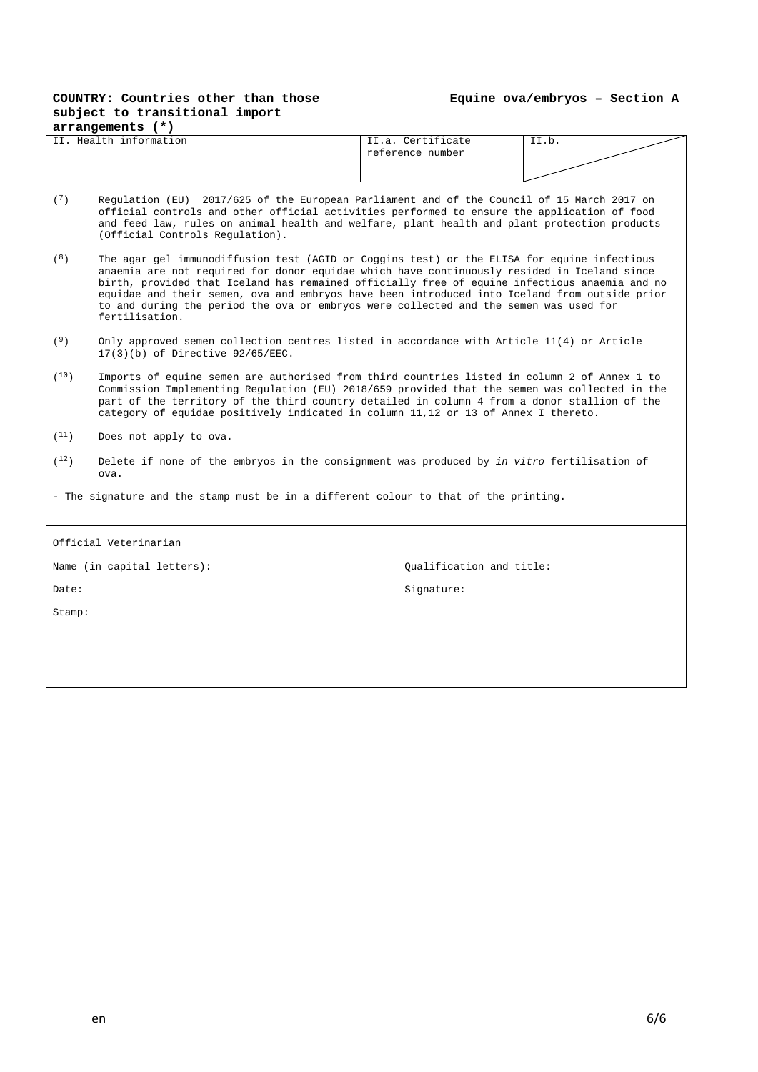**COUNTRY: Countries other than those subject to transitional import arrangements (*)**

**Equine ova/embryos – Section A**

| II. Health information | II.a. Certificate reference number | II.b. |
|---|---|---|

([7]) Regulation (EU) 2017/625 of the European Parliament and of the Council of 15 March 2017 on official controls and other official activities performed to ensure the application of food and feed law, rules on animal health and welfare, plant health and plant protection products (Official Controls Regulation).

([8]) The agar gel immunodiffusion test (AGID or Coggins test) or the ELISA for equine infectious anaemia are not required for donor equidae which have continuously resided in Iceland since birth, provided that Iceland has remained officially free of equine infectious anaemia and no equidae and their semen, ova and embryos have been introduced into Iceland from outside prior to and during the period the ova or embryos were collected and the semen was used for fertilisation.

([9]) Only approved semen collection centres listed in accordance with Article 11(4) or Article 17(3)(b) of Directive 92/65/EEC.

([10]) Imports of equine semen are authorised from third countries listed in column 2 of Annex 1 to Commission Implementing Regulation (EU) 2018/659 provided that the semen was collected in the part of the territory of the third country detailed in column 4 from a donor stallion of the category of equidae positively indicated in column 11,12 or 13 of Annex I thereto.

([11]) Does not apply to ova.

([12]) Delete if none of the embryos in the consignment was produced by *in vitro* fertilisation of ova.

- The signature and the stamp must be in a different colour to that of the printing.

Official Veterinarian

Name (in capital letters): Qualification and title:

Date: Signature:

Stamp: